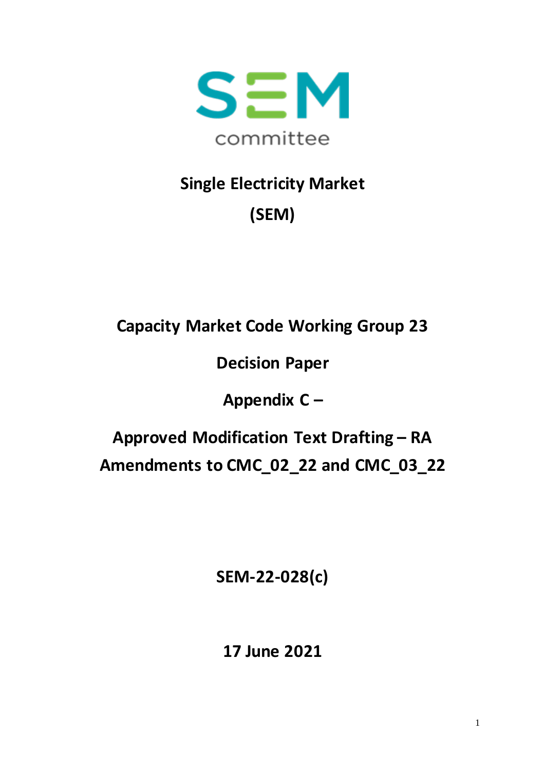SEM committee

# Single Electricity Market

# (SEM)

## Capacity Market Code Working Group 23

## Decision Paper

## Appendix C –

## Approved Modification Text Drafting – RA Amendments to CMC_02_22 and CMC_03_22

**SEM-22-028(c)**

**17 June 2021**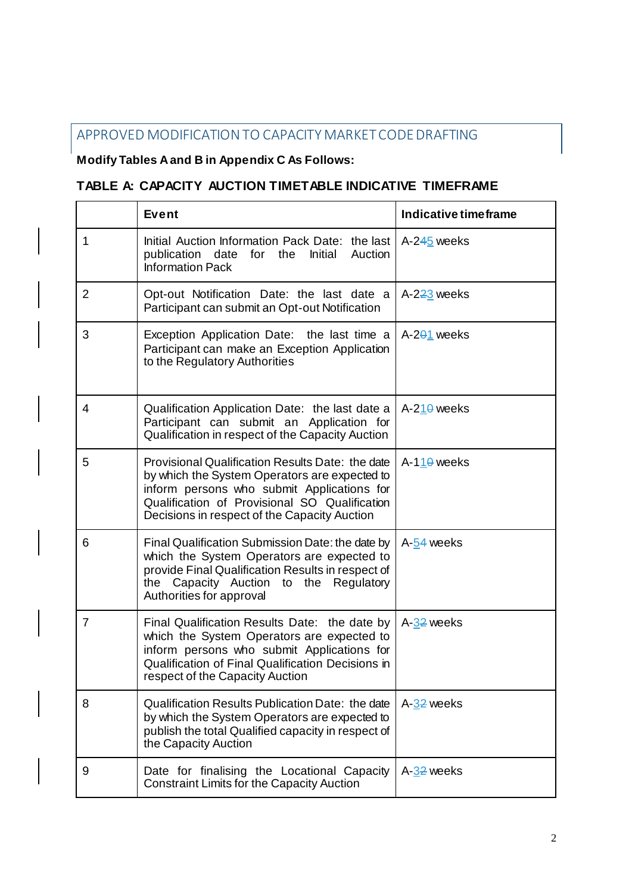APPROVED MODIFICATION TO CAPACITY MARKET CODE DRAFTING

**Modify Tables A and B in Appendix C As Follows:**

**TABLE A: CAPACITY AUCTION TIMETABLE INDICATIVE TIMEFRAME**

| | **Event** | **Indicative timeframe** |
|---|---|---|
| 1 | Initial Auction Information Pack Date: the last publication date for the Initial Auction Information Pack | A-2~~4~~5 weeks |
| 2 | Opt-out Notification Date: the last date a Participant can submit an Opt-out Notification | A-2~~2~~3 weeks |
| 3 | Exception Application Date: the last time a Participant can make an Exception Application to the Regulatory Authorities | A-2~~0~~1 weeks |
| 4 | Qualification Application Date: the last date a Participant can submit an Application for Qualification in respect of the Capacity Auction | A-21~~0~~ weeks |
| 5 | Provisional Qualification Results Date: the date by which the System Operators are expected to inform persons who submit Applications for Qualification of Provisional SO Qualification Decisions in respect of the Capacity Auction | A-11~~0~~ weeks |
| 6 | Final Qualification Submission Date: the date by which the System Operators are expected to provide Final Qualification Results in respect of the Capacity Auction to the Regulatory Authorities for approval | A-5~~4~~ weeks |
| 7 | Final Qualification Results Date: the date by which the System Operators are expected to inform persons who submit Applications for Qualification of Final Qualification Decisions in respect of the Capacity Auction | A-3~~2~~ weeks |
| 8 | Qualification Results Publication Date: the date by which the System Operators are expected to publish the total Qualified capacity in respect of the Capacity Auction | A-3~~2~~ weeks |
| 9 | Date for finalising the Locational Capacity Constraint Limits for the Capacity Auction | A-3~~2~~ weeks |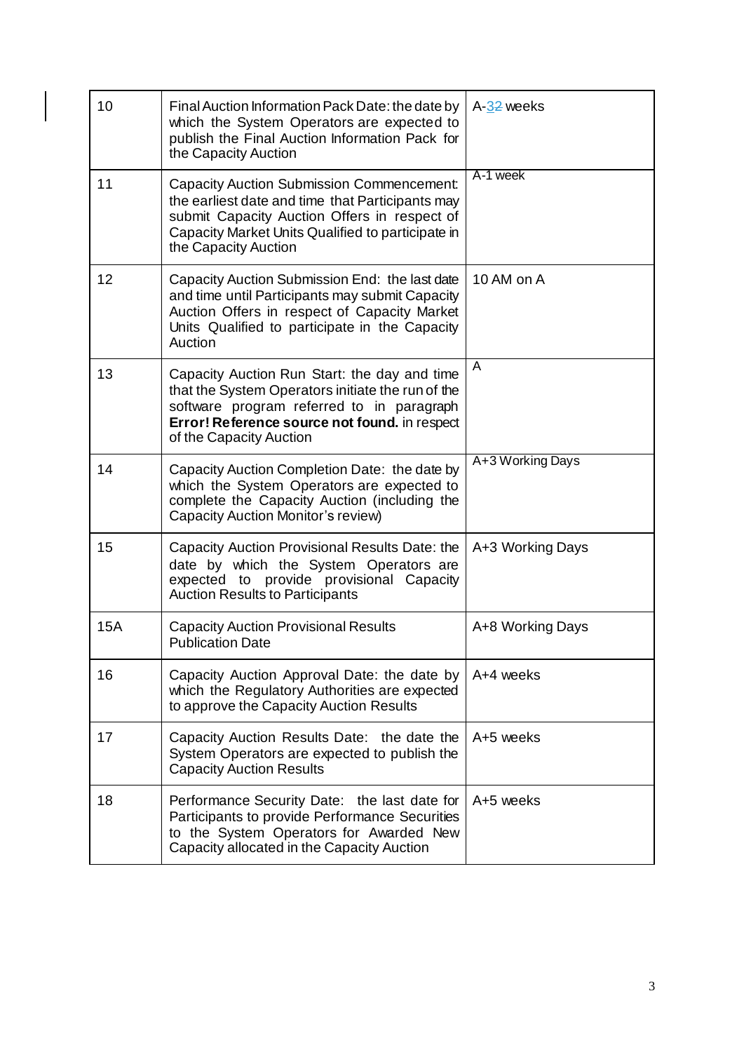| | | |
|---|---|---|
| 10 | Final Auction Information Pack Date: the date by which the System Operators are expected to publish the Final Auction Information Pack for the Capacity Auction | A-32 weeks |
| 11 | Capacity Auction Submission Commencement: the earliest date and time that Participants may submit Capacity Auction Offers in respect of Capacity Market Units Qualified to participate in the Capacity Auction | A-1 week |
| 12 | Capacity Auction Submission End: the last date and time until Participants may submit Capacity Auction Offers in respect of Capacity Market Units Qualified to participate in the Capacity Auction | 10 AM on A |
| 13 | Capacity Auction Run Start: the day and time that the System Operators initiate the run of the software program referred to in paragraph **Error! Reference source not found.** in respect of the Capacity Auction | A |
| 14 | Capacity Auction Completion Date: the date by which the System Operators are expected to complete the Capacity Auction (including the Capacity Auction Monitor's review) | A+3 Working Days |
| 15 | Capacity Auction Provisional Results Date: the date by which the System Operators are expected to provide provisional Capacity Auction Results to Participants | A+3 Working Days |
| 15A | Capacity Auction Provisional Results Publication Date | A+8 Working Days |
| 16 | Capacity Auction Approval Date: the date by which the Regulatory Authorities are expected to approve the Capacity Auction Results | A+4 weeks |
| 17 | Capacity Auction Results Date: the date the System Operators are expected to publish the Capacity Auction Results | A+5 weeks |
| 18 | Performance Security Date: the last date for Participants to provide Performance Securities to the System Operators for Awarded New Capacity allocated in the Capacity Auction | A+5 weeks |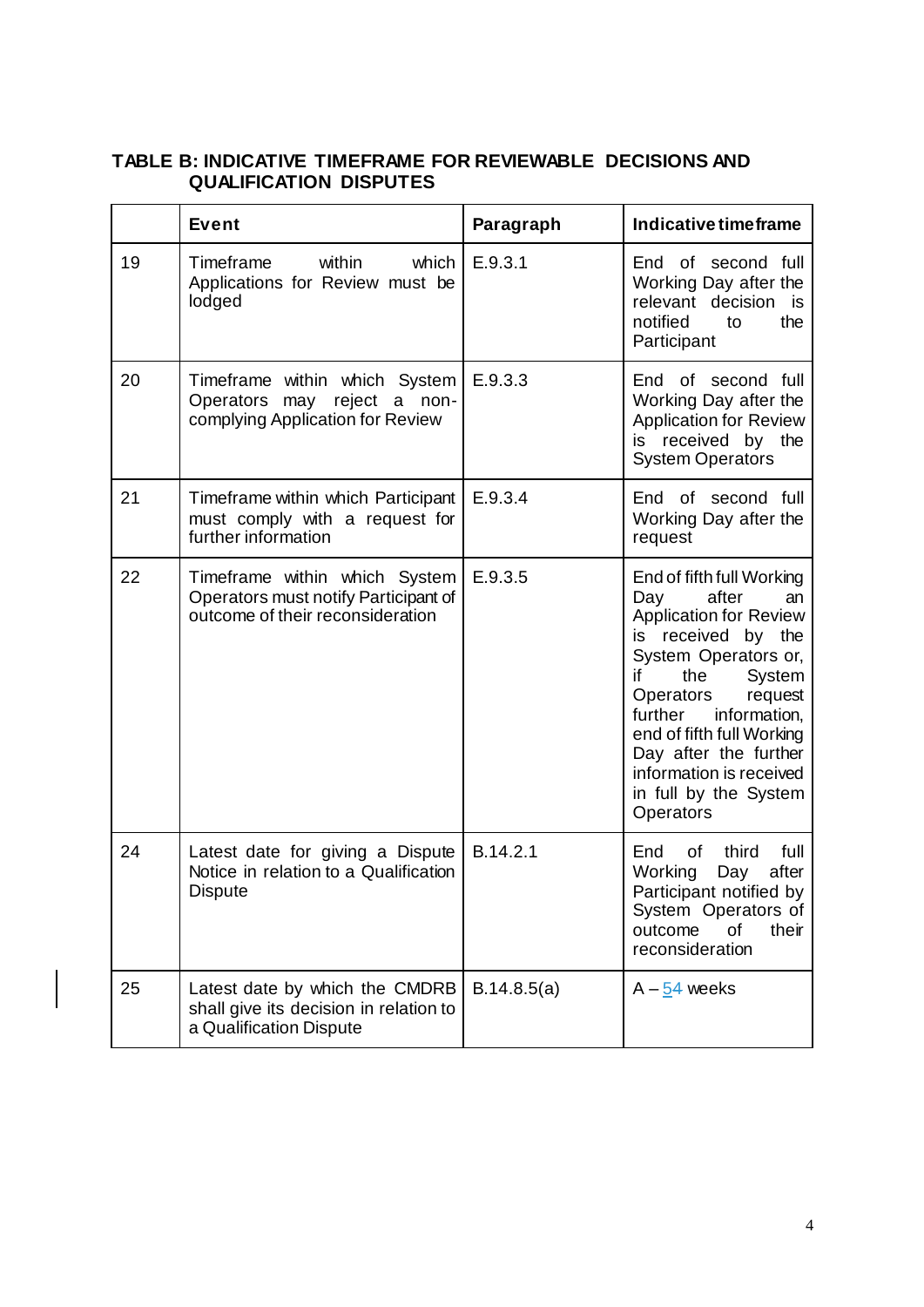# TABLE B: INDICATIVE TIMEFRAME FOR REVIEWABLE DECISIONS AND QUALIFICATION DISPUTES

| | Event | Paragraph | Indicative timeframe |
|---|---|---|---|
| 19 | Timeframe within which Applications for Review must be lodged | E.9.3.1 | End of second full Working Day after the relevant decision is notified to the Participant |
| 20 | Timeframe within which System Operators may reject a non-complying Application for Review | E.9.3.3 | End of second full Working Day after the Application for Review is received by the System Operators |
| 21 | Timeframe within which Participant must comply with a request for further information | E.9.3.4 | End of second full Working Day after the request |
| 22 | Timeframe within which System Operators must notify Participant of outcome of their reconsideration | E.9.3.5 | End of fifth full Working Day after an Application for Review is received by the System Operators or, if the System Operators request further information, end of fifth full Working Day after the further information is received in full by the System Operators |
| 24 | Latest date for giving a Dispute Notice in relation to a Qualification Dispute | B.14.2.1 | End of third full Working Day after Participant notified by System Operators of outcome of their reconsideration |
| 25 | Latest date by which the CMDRB shall give its decision in relation to a Qualification Dispute | B.14.8.5(a) | A – 54 weeks |